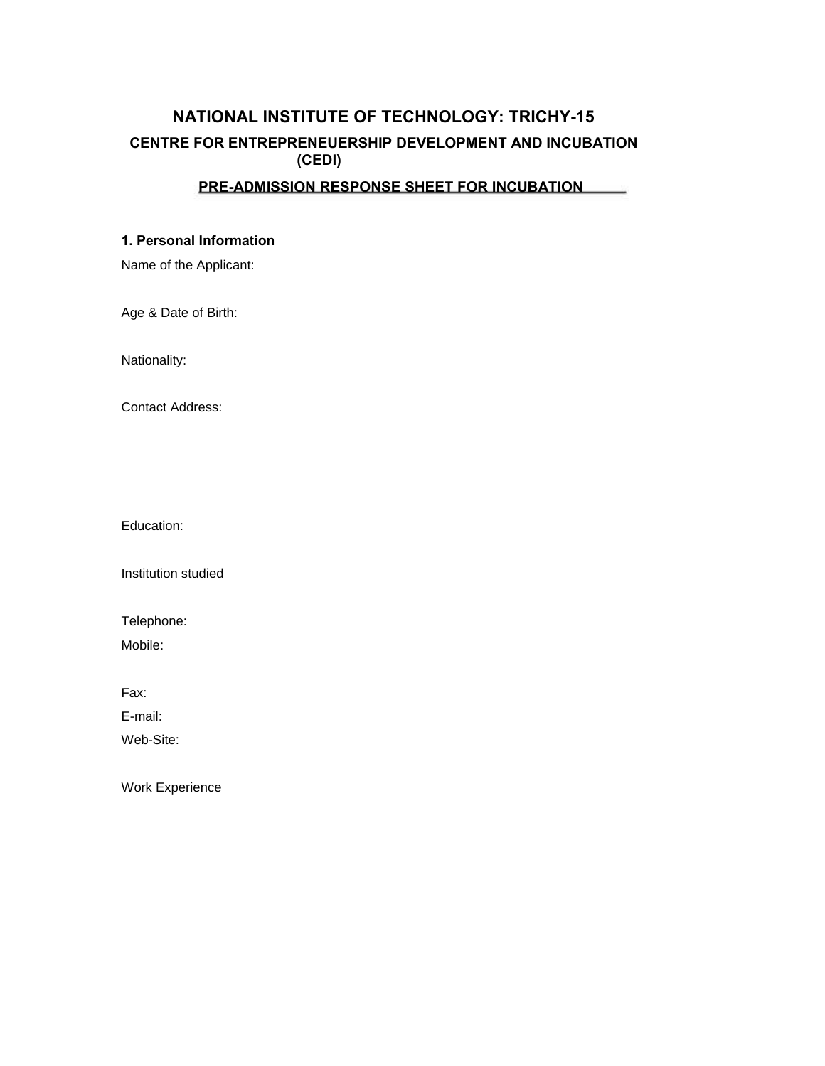# NATIONAL INSTITUTE OF TECHNOLOGY: TRICHY-15

## CENTRE FOR ENTREPRENEUERSHIP DEVELOPMENT AND INCUBATION (CEDI)

## PRE-ADMISSION RESPONSE SHEET FOR INCUBATION

**1. Personal Information**

Name of the Applicant:

Age & Date of Birth:

Nationality:

Contact Address:

Education:

Institution studied

Telephone:

Mobile:

Fax:

E-mail:

Web-Site:

Work Experience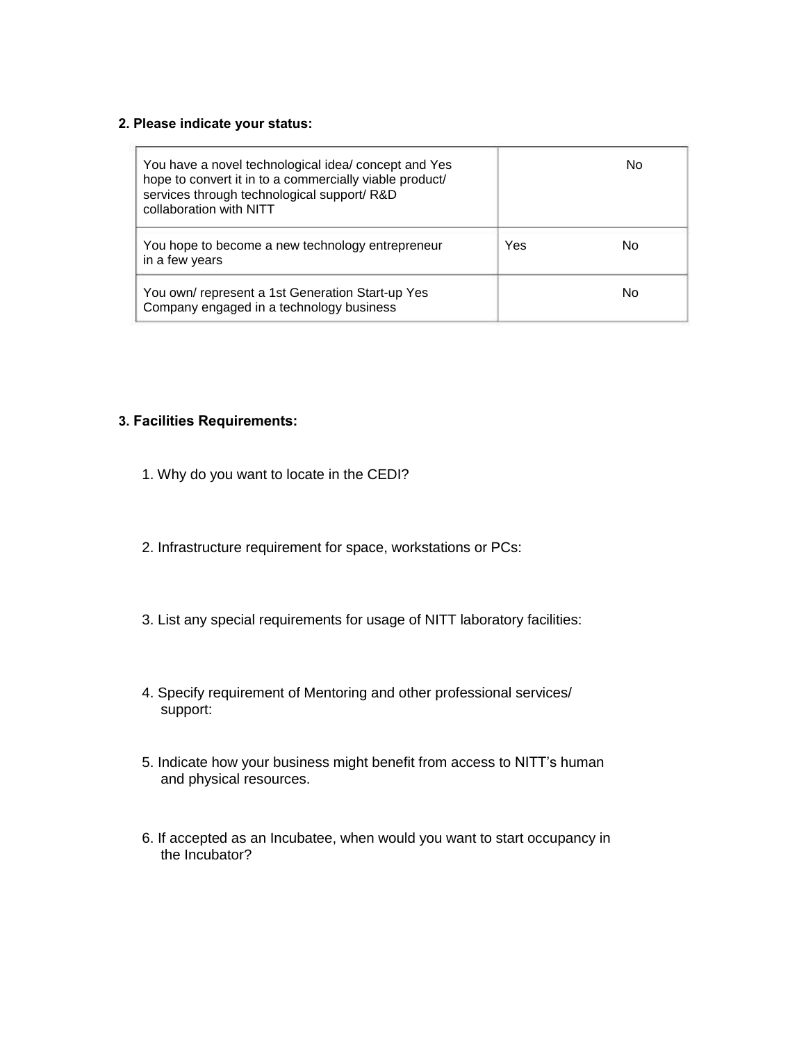**2. Please indicate your status:**

| | |
|---|---|
| You have a novel technological idea/ concept and hope to convert it in to a commercially viable product/ services through technological support/ R&D collaboration with NITT | Yes No |
| You hope to become a new technology entrepreneur in a few years | Yes No |
| You own/ represent a 1st Generation Start-up Company engaged in a technology business | Yes No |

**3. Facilities Requirements:**

1. Why do you want to locate in the CEDI?

2. Infrastructure requirement for space, workstations or PCs:

3. List any special requirements for usage of NITT laboratory facilities:

4. Specify requirement of Mentoring and other professional services/ support:

5. Indicate how your business might benefit from access to NITT's human and physical resources.

6. If accepted as an Incubatee, when would you want to start occupancy in the Incubator?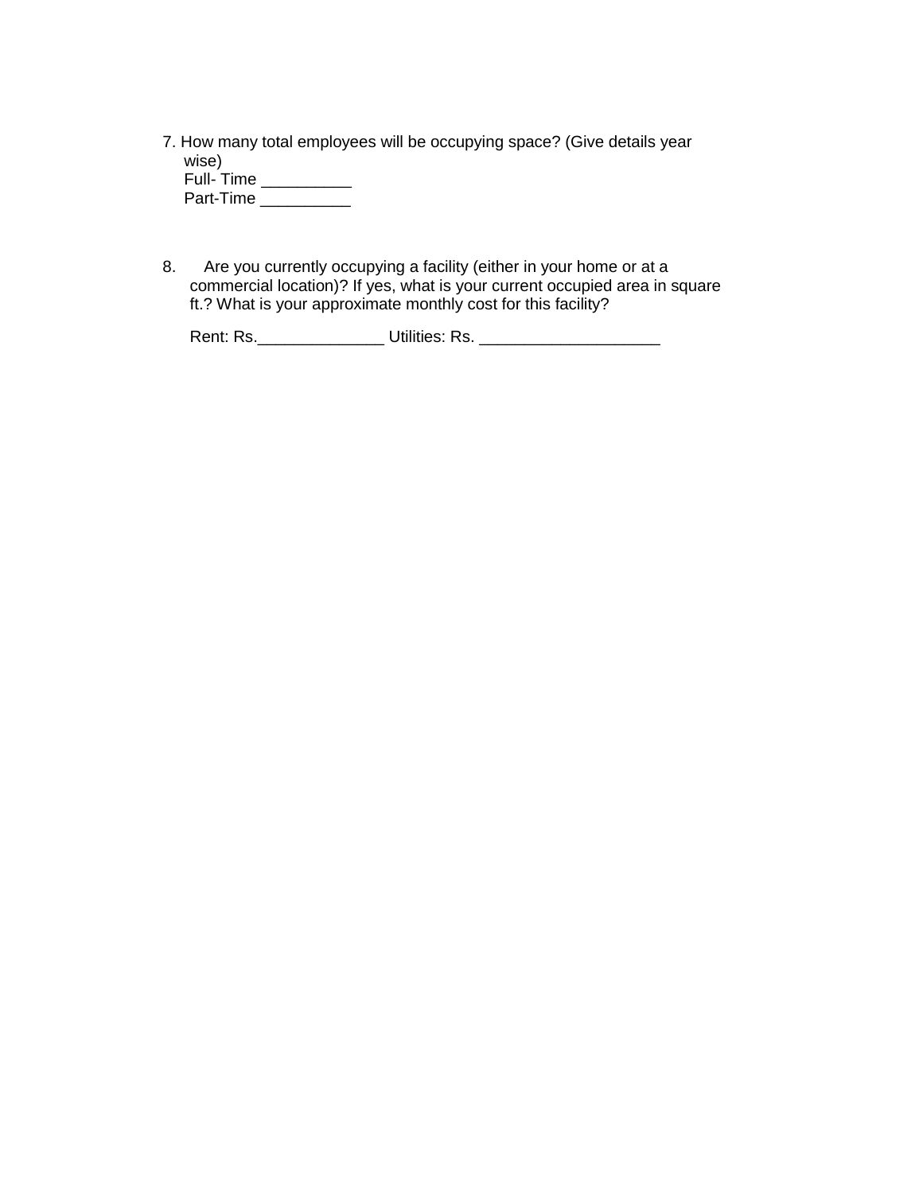7. How many total employees will be occupying space? (Give details year wise)
   Full- Time __________
   Part-Time __________

8. Are you currently occupying a facility (either in your home or at a commercial location)? If yes, what is your current occupied area in square ft.? What is your approximate monthly cost for this facility?

   Rent: Rs.______________ Utilities: Rs. ____________________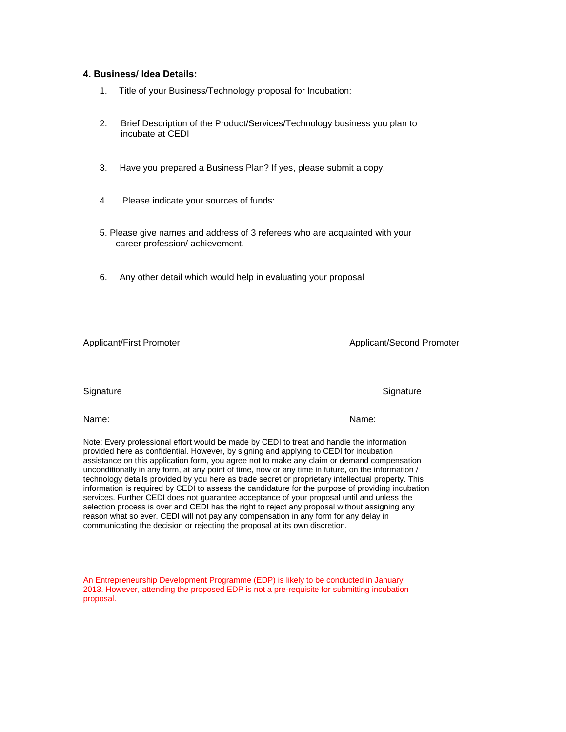**4. Business/ Idea Details:**

1. Title of your Business/Technology proposal for Incubation:

2. Brief Description of the Product/Services/Technology business you plan to incubate at CEDI

3. Have you prepared a Business Plan? If yes, please submit a copy.

4. Please indicate your sources of funds:

5. Please give names and address of 3 referees who are acquainted with your career profession/ achievement.

6. Any other detail which would help in evaluating your proposal

Applicant/First Promoter

Signature

Name:

Applicant/Second Promoter

Signature

Name:

Note: Every professional effort would be made by CEDI to treat and handle the information provided here as confidential. However, by signing and applying to CEDI for incubation assistance on this application form, you agree not to make any claim or demand compensation unconditionally in any form, at any point of time, now or any time in future, on the information / technology details provided by you here as trade secret or proprietary intellectual property. This information is required by CEDI to assess the candidature for the purpose of providing incubation services. Further CEDI does not guarantee acceptance of your proposal until and unless the selection process is over and CEDI has the right to reject any proposal without assigning any reason what so ever. CEDI will not pay any compensation in any form for any delay in communicating the decision or rejecting the proposal at its own discretion.

An Entrepreneurship Development Programme (EDP) is likely to be conducted in January 2013. However, attending the proposed EDP is not a pre-requisite for submitting incubation proposal.